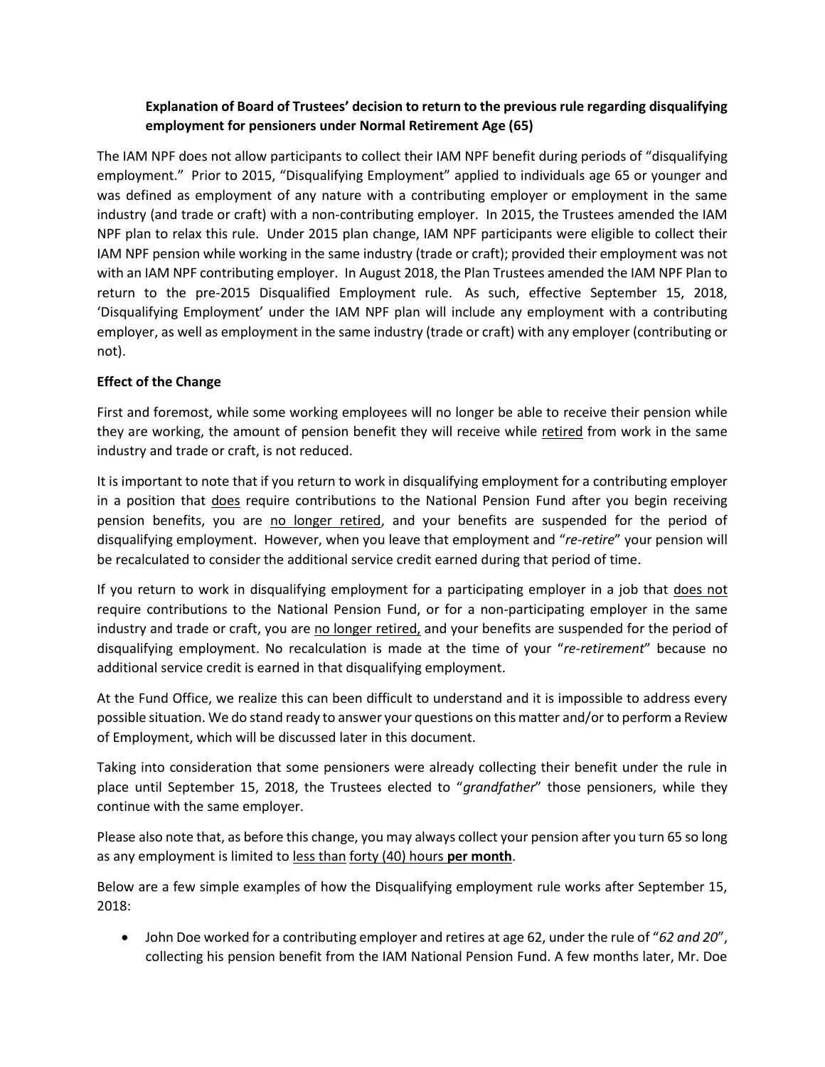**Explanation of Board of Trustees' decision to return to the previous rule regarding disqualifying employment for pensioners under Normal Retirement Age (65)**

The IAM NPF does not allow participants to collect their IAM NPF benefit during periods of "disqualifying employment." Prior to 2015, "Disqualifying Employment" applied to individuals age 65 or younger and was defined as employment of any nature with a contributing employer or employment in the same industry (and trade or craft) with a non-contributing employer. In 2015, the Trustees amended the IAM NPF plan to relax this rule. Under 2015 plan change, IAM NPF participants were eligible to collect their IAM NPF pension while working in the same industry (trade or craft); provided their employment was not with an IAM NPF contributing employer. In August 2018, the Plan Trustees amended the IAM NPF Plan to return to the pre-2015 Disqualified Employment rule. As such, effective September 15, 2018, 'Disqualifying Employment' under the IAM NPF plan will include any employment with a contributing employer, as well as employment in the same industry (trade or craft) with any employer (contributing or not).

**Effect of the Change**

First and foremost, while some working employees will no longer be able to receive their pension while they are working, the amount of pension benefit they will receive while retired from work in the same industry and trade or craft, is not reduced.

It is important to note that if you return to work in disqualifying employment for a contributing employer in a position that does require contributions to the National Pension Fund after you begin receiving pension benefits, you are no longer retired, and your benefits are suspended for the period of disqualifying employment. However, when you leave that employment and "*re-retire*" your pension will be recalculated to consider the additional service credit earned during that period of time.

If you return to work in disqualifying employment for a participating employer in a job that does not require contributions to the National Pension Fund, or for a non-participating employer in the same industry and trade or craft, you are no longer retired, and your benefits are suspended for the period of disqualifying employment. No recalculation is made at the time of your "*re-retirement*" because no additional service credit is earned in that disqualifying employment.

At the Fund Office, we realize this can been difficult to understand and it is impossible to address every possible situation. We do stand ready to answer your questions on this matter and/or to perform a Review of Employment, which will be discussed later in this document.

Taking into consideration that some pensioners were already collecting their benefit under the rule in place until September 15, 2018, the Trustees elected to "*grandfather*" those pensioners, while they continue with the same employer.

Please also note that, as before this change, you may always collect your pension after you turn 65 so long as any employment is limited to less than forty (40) hours **per month**.

Below are a few simple examples of how the Disqualifying employment rule works after September 15, 2018:

- John Doe worked for a contributing employer and retires at age 62, under the rule of "*62 and 20*", collecting his pension benefit from the IAM National Pension Fund. A few months later, Mr. Doe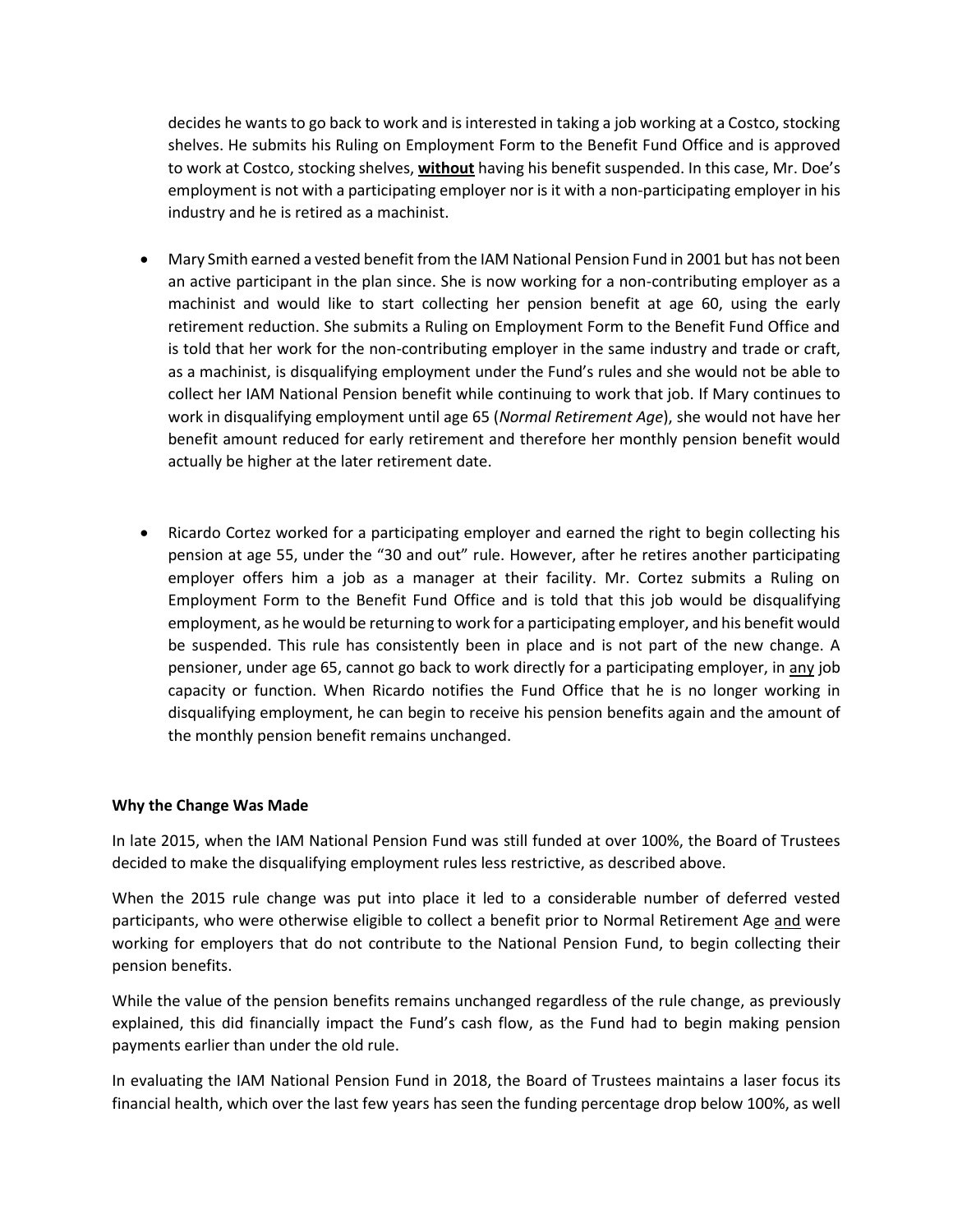decides he wants to go back to work and is interested in taking a job working at a Costco, stocking shelves. He submits his Ruling on Employment Form to the Benefit Fund Office and is approved to work at Costco, stocking shelves, **without** having his benefit suspended. In this case, Mr. Doe's employment is not with a participating employer nor is it with a non-participating employer in his industry and he is retired as a machinist.

- Mary Smith earned a vested benefit from the IAM National Pension Fund in 2001 but has not been an active participant in the plan since. She is now working for a non-contributing employer as a machinist and would like to start collecting her pension benefit at age 60, using the early retirement reduction. She submits a Ruling on Employment Form to the Benefit Fund Office and is told that her work for the non-contributing employer in the same industry and trade or craft, as a machinist, is disqualifying employment under the Fund's rules and she would not be able to collect her IAM National Pension benefit while continuing to work that job. If Mary continues to work in disqualifying employment until age 65 (*Normal Retirement Age*), she would not have her benefit amount reduced for early retirement and therefore her monthly pension benefit would actually be higher at the later retirement date.

- Ricardo Cortez worked for a participating employer and earned the right to begin collecting his pension at age 55, under the "30 and out" rule. However, after he retires another participating employer offers him a job as a manager at their facility. Mr. Cortez submits a Ruling on Employment Form to the Benefit Fund Office and is told that this job would be disqualifying employment, as he would be returning to work for a participating employer, and his benefit would be suspended. This rule has consistently been in place and is not part of the new change. A pensioner, under age 65, cannot go back to work directly for a participating employer, in <u>any</u> job capacity or function. When Ricardo notifies the Fund Office that he is no longer working in disqualifying employment, he can begin to receive his pension benefits again and the amount of the monthly pension benefit remains unchanged.

**Why the Change Was Made**

In late 2015, when the IAM National Pension Fund was still funded at over 100%, the Board of Trustees decided to make the disqualifying employment rules less restrictive, as described above.

When the 2015 rule change was put into place it led to a considerable number of deferred vested participants, who were otherwise eligible to collect a benefit prior to Normal Retirement Age <u>and</u> were working for employers that do not contribute to the National Pension Fund, to begin collecting their pension benefits.

While the value of the pension benefits remains unchanged regardless of the rule change, as previously explained, this did financially impact the Fund's cash flow, as the Fund had to begin making pension payments earlier than under the old rule.

In evaluating the IAM National Pension Fund in 2018, the Board of Trustees maintains a laser focus its financial health, which over the last few years has seen the funding percentage drop below 100%, as well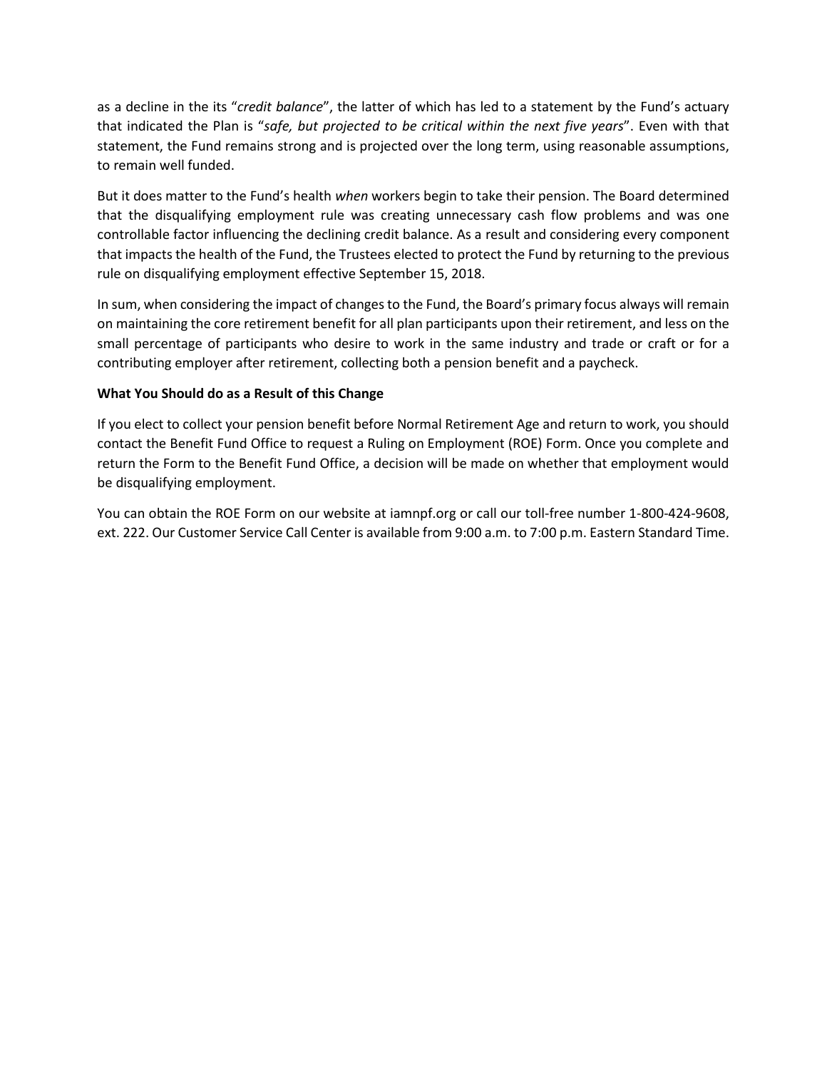as a decline in the its "*credit balance*", the latter of which has led to a statement by the Fund's actuary that indicated the Plan is "*safe, but projected to be critical within the next five years*". Even with that statement, the Fund remains strong and is projected over the long term, using reasonable assumptions, to remain well funded.

But it does matter to the Fund's health *when* workers begin to take their pension. The Board determined that the disqualifying employment rule was creating unnecessary cash flow problems and was one controllable factor influencing the declining credit balance. As a result and considering every component that impacts the health of the Fund, the Trustees elected to protect the Fund by returning to the previous rule on disqualifying employment effective September 15, 2018.

In sum, when considering the impact of changes to the Fund, the Board's primary focus always will remain on maintaining the core retirement benefit for all plan participants upon their retirement, and less on the small percentage of participants who desire to work in the same industry and trade or craft or for a contributing employer after retirement, collecting both a pension benefit and a paycheck.

**What You Should do as a Result of this Change**

If you elect to collect your pension benefit before Normal Retirement Age and return to work, you should contact the Benefit Fund Office to request a Ruling on Employment (ROE) Form. Once you complete and return the Form to the Benefit Fund Office, a decision will be made on whether that employment would be disqualifying employment.

You can obtain the ROE Form on our website at iamnpf.org or call our toll-free number 1-800-424-9608, ext. 222. Our Customer Service Call Center is available from 9:00 a.m. to 7:00 p.m. Eastern Standard Time.